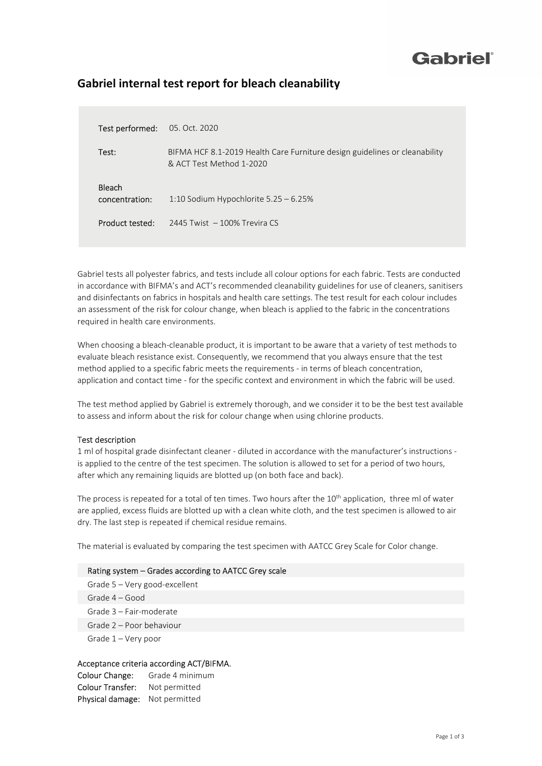# Gabriel internal test report for bleach cleanability

| | |
|---|---|
| Test performed: | 05. Oct. 2020 |
| Test: | BIFMA HCF 8.1-2019 Health Care Furniture design guidelines or cleanability & ACT Test Method 1-2020 |
| Bleach concentration: | 1:10 Sodium Hypochlorite 5.25 – 6.25% |
| Product tested: | 2445 Twist – 100% Trevira CS |

Gabriel tests all polyester fabrics, and tests include all colour options for each fabric. Tests are conducted in accordance with BIFMA's and ACT's recommended cleanability guidelines for use of cleaners, sanitisers and disinfectants on fabrics in hospitals and health care settings. The test result for each colour includes an assessment of the risk for colour change, when bleach is applied to the fabric in the concentrations required in health care environments.

When choosing a bleach-cleanable product, it is important to be aware that a variety of test methods to evaluate bleach resistance exist. Consequently, we recommend that you always ensure that the test method applied to a specific fabric meets the requirements - in terms of bleach concentration, application and contact time - for the specific context and environment in which the fabric will be used.

The test method applied by Gabriel is extremely thorough, and we consider it to be the best test available to assess and inform about the risk for colour change when using chlorine products.

### Test description

1 ml of hospital grade disinfectant cleaner - diluted in accordance with the manufacturer's instructions - is applied to the centre of the test specimen. The solution is allowed to set for a period of two hours, after which any remaining liquids are blotted up (on both face and back).

The process is repeated for a total of ten times. Two hours after the 10th application, three ml of water are applied, excess fluids are blotted up with a clean white cloth, and the test specimen is allowed to air dry. The last step is repeated if chemical residue remains.

The material is evaluated by comparing the test specimen with AATCC Grey Scale for Color change.

| Rating system – Grades according to AATCC Grey scale |
|---|
| Grade 5 – Very good-excellent |
| Grade 4 – Good |
| Grade 3 – Fair-moderate |
| Grade 2 – Poor behaviour |
| Grade 1 – Very poor |

### Acceptance criteria according ACT/BIFMA.

| | |
|---|---|
| Colour Change: | Grade 4 minimum |
| Colour Transfer: | Not permitted |
| Physical damage: | Not permitted |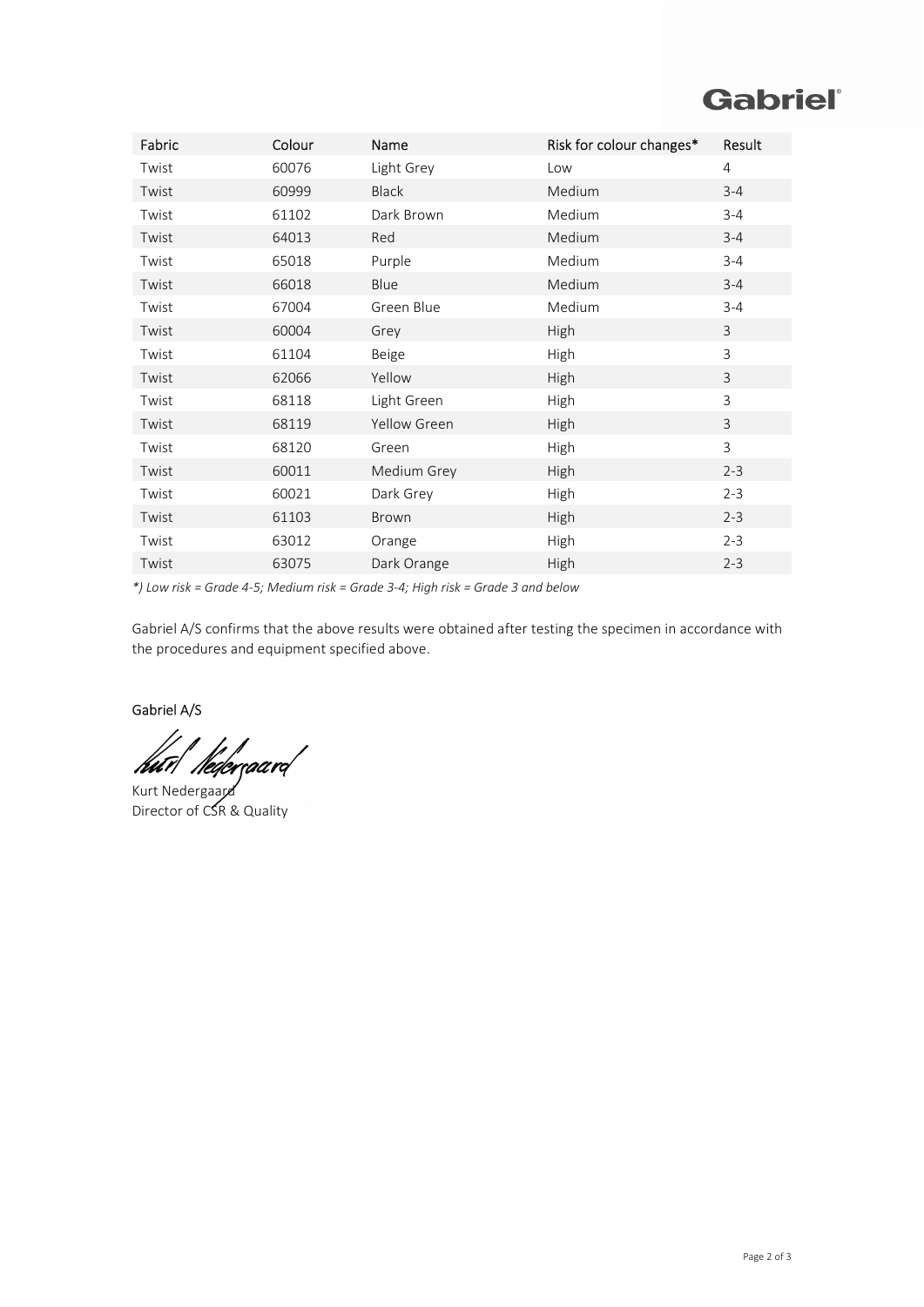| Fabric | Colour | Name | Risk for colour changes* | Result |
|---|---|---|---|---|
| Twist | 60076 | Light Grey | Low | 4 |
| Twist | 60999 | Black | Medium | 3-4 |
| Twist | 61102 | Dark Brown | Medium | 3-4 |
| Twist | 64013 | Red | Medium | 3-4 |
| Twist | 65018 | Purple | Medium | 3-4 |
| Twist | 66018 | Blue | Medium | 3-4 |
| Twist | 67004 | Green Blue | Medium | 3-4 |
| Twist | 60004 | Grey | High | 3 |
| Twist | 61104 | Beige | High | 3 |
| Twist | 62066 | Yellow | High | 3 |
| Twist | 68118 | Light Green | High | 3 |
| Twist | 68119 | Yellow Green | High | 3 |
| Twist | 68120 | Green | High | 3 |
| Twist | 60011 | Medium Grey | High | 2-3 |
| Twist | 60021 | Dark Grey | High | 2-3 |
| Twist | 61103 | Brown | High | 2-3 |
| Twist | 63012 | Orange | High | 2-3 |
| Twist | 63075 | Dark Orange | High | 2-3 |

*\*) Low risk = Grade 4-5; Medium risk = Grade 3-4; High risk = Grade 3 and below*

Gabriel A/S confirms that the above results were obtained after testing the specimen in accordance with the procedures and equipment specified above.

Gabriel A/S

Kurt Nedergaard
Director of CSR & Quality